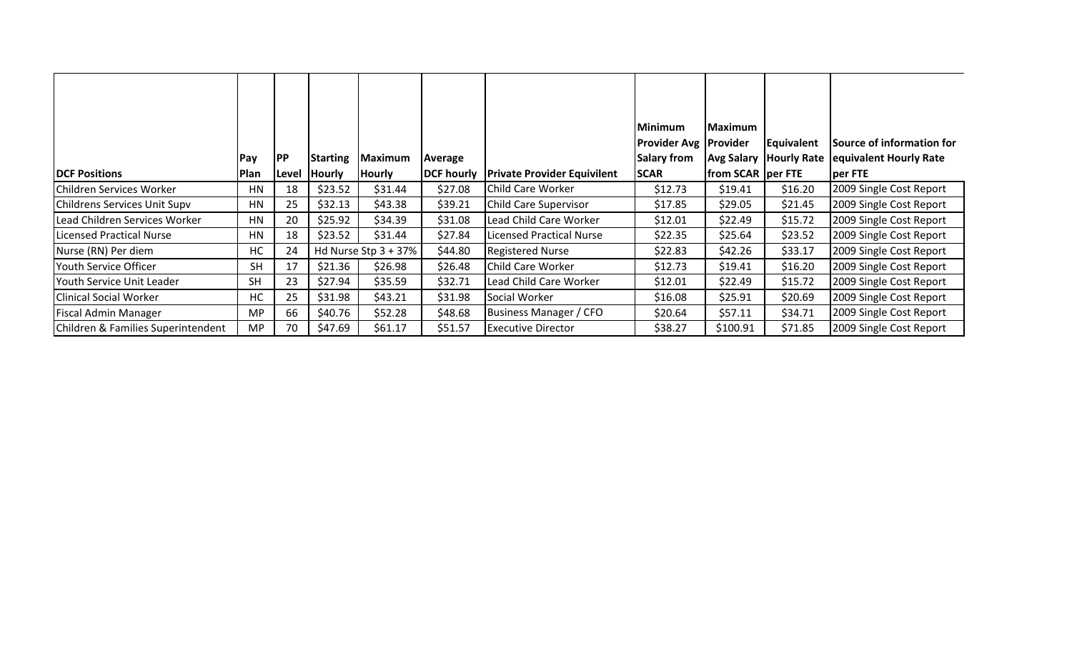| DCF Positions | Pay Plan | PP Level | Starting Hourly | Maximum Hourly | Average DCF hourly | Private Provider Equivilent | Minimum Provider Avg Salary from SCAR | Maximum Provider Avg Salary from SCAR | Equivalent Hourly Rate per FTE | Source of information for equivalent Hourly Rate per FTE |
|---|---|---|---|---|---|---|---|---|---|---|
| Children Services Worker | HN | 18 | $23.52 | $31.44 | $27.08 | Child Care Worker | $12.73 | $19.41 | $16.20 | 2009 Single Cost Report |
| Childrens Services Unit Supv | HN | 25 | $32.13 | $43.38 | $39.21 | Child Care Supervisor | $17.85 | $29.05 | $21.45 | 2009 Single Cost Report |
| Lead Children Services Worker | HN | 20 | $25.92 | $34.39 | $31.08 | Lead Child Care Worker | $12.01 | $22.49 | $15.72 | 2009 Single Cost Report |
| Licensed Practical Nurse | HN | 18 | $23.52 | $31.44 | $27.84 | Licensed Practical Nurse | $22.35 | $25.64 | $23.52 | 2009 Single Cost Report |
| Nurse (RN) Per diem | HC | 24 | Hd Nurse Stp 3 + 37% | | $44.80 | Registered Nurse | $22.83 | $42.26 | $33.17 | 2009 Single Cost Report |
| Youth Service Officer | SH | 17 | $21.36 | $26.98 | $26.48 | Child Care Worker | $12.73 | $19.41 | $16.20 | 2009 Single Cost Report |
| Youth Service Unit Leader | SH | 23 | $27.94 | $35.59 | $32.71 | Lead Child Care Worker | $12.01 | $22.49 | $15.72 | 2009 Single Cost Report |
| Clinical Social Worker | HC | 25 | $31.98 | $43.21 | $31.98 | Social Worker | $16.08 | $25.91 | $20.69 | 2009 Single Cost Report |
| Fiscal Admin Manager | MP | 66 | $40.76 | $52.28 | $48.68 | Business Manager / CFO | $20.64 | $57.11 | $34.71 | 2009 Single Cost Report |
| Children & Families Superintendent | MP | 70 | $47.69 | $61.17 | $51.57 | Executive Director | $38.27 | $100.91 | $71.85 | 2009 Single Cost Report |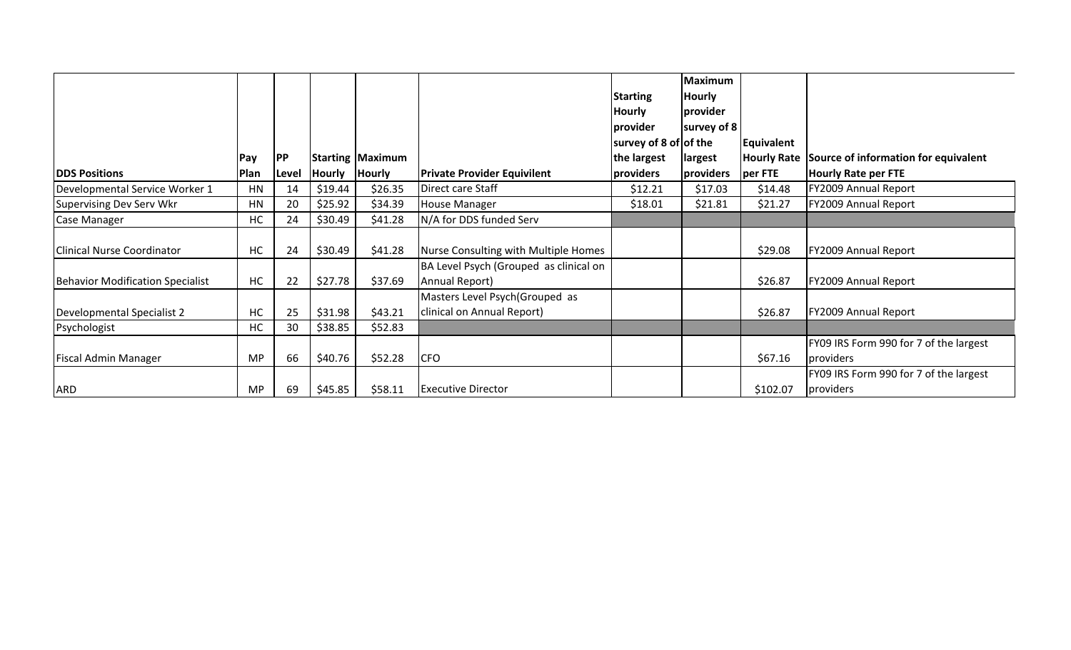| DDS Positions | Pay Plan | PP Level | Starting Hourly | Maximum Hourly | Private Provider Equivilent | Starting Hourly provider survey of 8 of the largest providers | Maximum Hourly provider survey of 8 of the largest providers | Equivalent Hourly Rate per FTE | Source of information for equivalent Hourly Rate per FTE |
|---|---|---|---|---|---|---|---|---|---|
| Developmental Service Worker 1 | HN | 14 | $19.44 | $26.35 | Direct care Staff | $12.21 | $17.03 | $14.48 | FY2009 Annual Report |
| Supervising Dev Serv Wkr | HN | 20 | $25.92 | $34.39 | House Manager | $18.01 | $21.81 | $21.27 | FY2009 Annual Report |
| Case Manager | HC | 24 | $30.49 | $41.28 | N/A for DDS funded Serv | | | | |
| Clinical Nurse Coordinator | HC | 24 | $30.49 | $41.28 | Nurse Consulting with Multiple Homes | | | $29.08 | FY2009 Annual Report |
| Behavior Modification Specialist | HC | 22 | $27.78 | $37.69 | BA Level Psych (Grouped as clinical on Annual Report) | | | $26.87 | FY2009 Annual Report |
| Developmental Specialist 2 | HC | 25 | $31.98 | $43.21 | Masters Level Psych(Grouped as clinical on Annual Report) | | | $26.87 | FY2009 Annual Report |
| Psychologist | HC | 30 | $38.85 | $52.83 | | | | | |
| Fiscal Admin Manager | MP | 66 | $40.76 | $52.28 | CFO | | | $67.16 | FY09 IRS Form 990 for 7 of the largest providers |
| ARD | MP | 69 | $45.85 | $58.11 | Executive Director | | | $102.07 | FY09 IRS Form 990 for 7 of the largest providers |